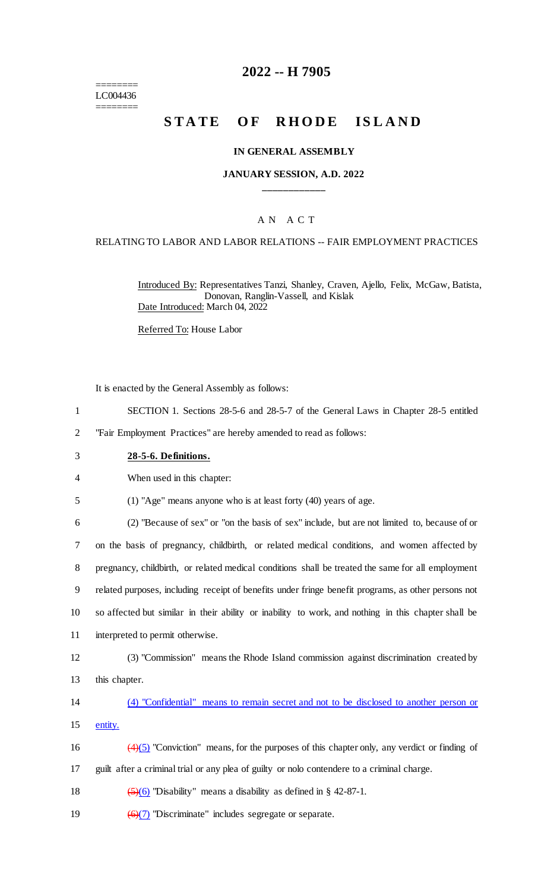========
LC004436
========

# 2022 -- H 7905

## STATE OF RHODE ISLAND

### IN GENERAL ASSEMBLY

### JANUARY SESSION, A.D. 2022

____________

A N A C T

RELATING TO LABOR AND LABOR RELATIONS -- FAIR EMPLOYMENT PRACTICES

Introduced By: Representatives Tanzi, Shanley, Craven, Ajello, Felix, McGaw, Batista, Donovan, Ranglin-Vassell, and Kislak

Date Introduced: March 04, 2022

Referred To: House Labor

It is enacted by the General Assembly as follows:

1 SECTION 1. Sections 28-5-6 and 28-5-7 of the General Laws in Chapter 28-5 entitled
2 "Fair Employment Practices" are hereby amended to read as follows:

3 **28-5-6. Definitions.**

4 When used in this chapter:

5 (1) "Age" means anyone who is at least forty (40) years of age.

6 (2) "Because of sex" or "on the basis of sex" include, but are not limited to, because of or
7 on the basis of pregnancy, childbirth, or related medical conditions, and women affected by
8 pregnancy, childbirth, or related medical conditions shall be treated the same for all employment
9 related purposes, including receipt of benefits under fringe benefit programs, as other persons not
10 so affected but similar in their ability or inability to work, and nothing in this chapter shall be
11 interpreted to permit otherwise.

12 (3) "Commission" means the Rhode Island commission against discrimination created by
13 this chapter.

14 (4) "Confidential" means to remain secret and not to be disclosed to another person or
15 entity.

16 ~~(4)~~(5) "Conviction" means, for the purposes of this chapter only, any verdict or finding of
17 guilt after a criminal trial or any plea of guilty or nolo contendere to a criminal charge.

18 ~~(5)~~(6) "Disability" means a disability as defined in § 42-87-1.

19 ~~(6)~~(7) "Discriminate" includes segregate or separate.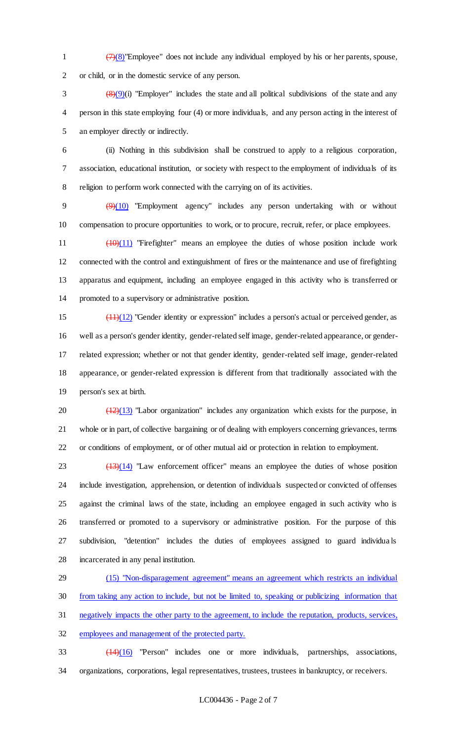~~(7)~~(8)"Employee" does not include any individual employed by his or her parents, spouse, or child, or in the domestic service of any person.

~~(8)~~(9)(i) "Employer" includes the state and all political subdivisions of the state and any person in this state employing four (4) or more individuals, and any person acting in the interest of an employer directly or indirectly.

(ii) Nothing in this subdivision shall be construed to apply to a religious corporation, association, educational institution, or society with respect to the employment of individuals of its religion to perform work connected with the carrying on of its activities.

~~(9)~~(10) "Employment agency" includes any person undertaking with or without compensation to procure opportunities to work, or to procure, recruit, refer, or place employees.

~~(10)~~(11) "Firefighter" means an employee the duties of whose position include work connected with the control and extinguishment of fires or the maintenance and use of firefighting apparatus and equipment, including an employee engaged in this activity who is transferred or promoted to a supervisory or administrative position.

~~(11)~~(12) "Gender identity or expression" includes a person's actual or perceived gender, as well as a person's gender identity, gender-related self image, gender-related appearance, or gender-related expression; whether or not that gender identity, gender-related self image, gender-related appearance, or gender-related expression is different from that traditionally associated with the person's sex at birth.

~~(12)~~(13) "Labor organization" includes any organization which exists for the purpose, in whole or in part, of collective bargaining or of dealing with employers concerning grievances, terms or conditions of employment, or of other mutual aid or protection in relation to employment.

~~(13)~~(14) "Law enforcement officer" means an employee the duties of whose position include investigation, apprehension, or detention of individuals suspected or convicted of offenses against the criminal laws of the state, including an employee engaged in such activity who is transferred or promoted to a supervisory or administrative position. For the purpose of this subdivision, "detention" includes the duties of employees assigned to guard individuals incarcerated in any penal institution.

(15) "Non-disparagement agreement" means an agreement which restricts an individual from taking any action to include, but not be limited to, speaking or publicizing information that negatively impacts the other party to the agreement, to include the reputation, products, services, employees and management of the protected party.

~~(14)~~(16) "Person" includes one or more individuals, partnerships, associations, organizations, corporations, legal representatives, trustees, trustees in bankruptcy, or receivers.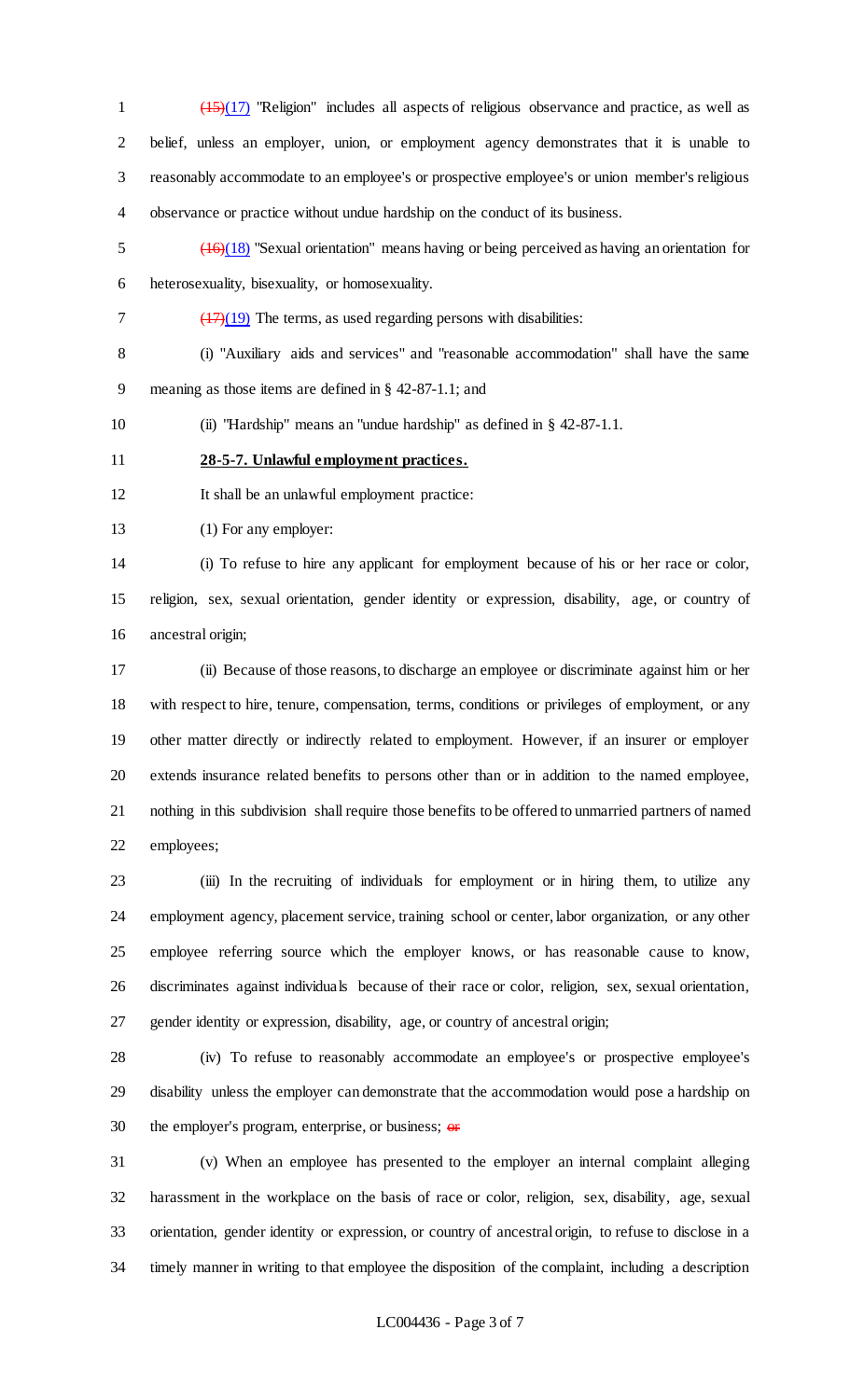~~(15)~~(17) "Religion" includes all aspects of religious observance and practice, as well as belief, unless an employer, union, or employment agency demonstrates that it is unable to reasonably accommodate to an employee's or prospective employee's or union member's religious observance or practice without undue hardship on the conduct of its business.

~~(16)~~(18) "Sexual orientation" means having or being perceived as having an orientation for heterosexuality, bisexuality, or homosexuality.

~~(17)~~(19) The terms, as used regarding persons with disabilities:

(i) "Auxiliary aids and services" and "reasonable accommodation" shall have the same meaning as those items are defined in § 42-87-1.1; and

(ii) "Hardship" means an "undue hardship" as defined in § 42-87-1.1.

**28-5-7. Unlawful employment practices.**

It shall be an unlawful employment practice:

(1) For any employer:

(i) To refuse to hire any applicant for employment because of his or her race or color, religion, sex, sexual orientation, gender identity or expression, disability, age, or country of ancestral origin;

(ii) Because of those reasons, to discharge an employee or discriminate against him or her with respect to hire, tenure, compensation, terms, conditions or privileges of employment, or any other matter directly or indirectly related to employment. However, if an insurer or employer extends insurance related benefits to persons other than or in addition to the named employee, nothing in this subdivision shall require those benefits to be offered to unmarried partners of named employees;

(iii) In the recruiting of individuals for employment or in hiring them, to utilize any employment agency, placement service, training school or center, labor organization, or any other employee referring source which the employer knows, or has reasonable cause to know, discriminates against individuals because of their race or color, religion, sex, sexual orientation, gender identity or expression, disability, age, or country of ancestral origin;

(iv) To refuse to reasonably accommodate an employee's or prospective employee's disability unless the employer can demonstrate that the accommodation would pose a hardship on the employer's program, enterprise, or business; ~~or~~

(v) When an employee has presented to the employer an internal complaint alleging harassment in the workplace on the basis of race or color, religion, sex, disability, age, sexual orientation, gender identity or expression, or country of ancestral origin, to refuse to disclose in a timely manner in writing to that employee the disposition of the complaint, including a description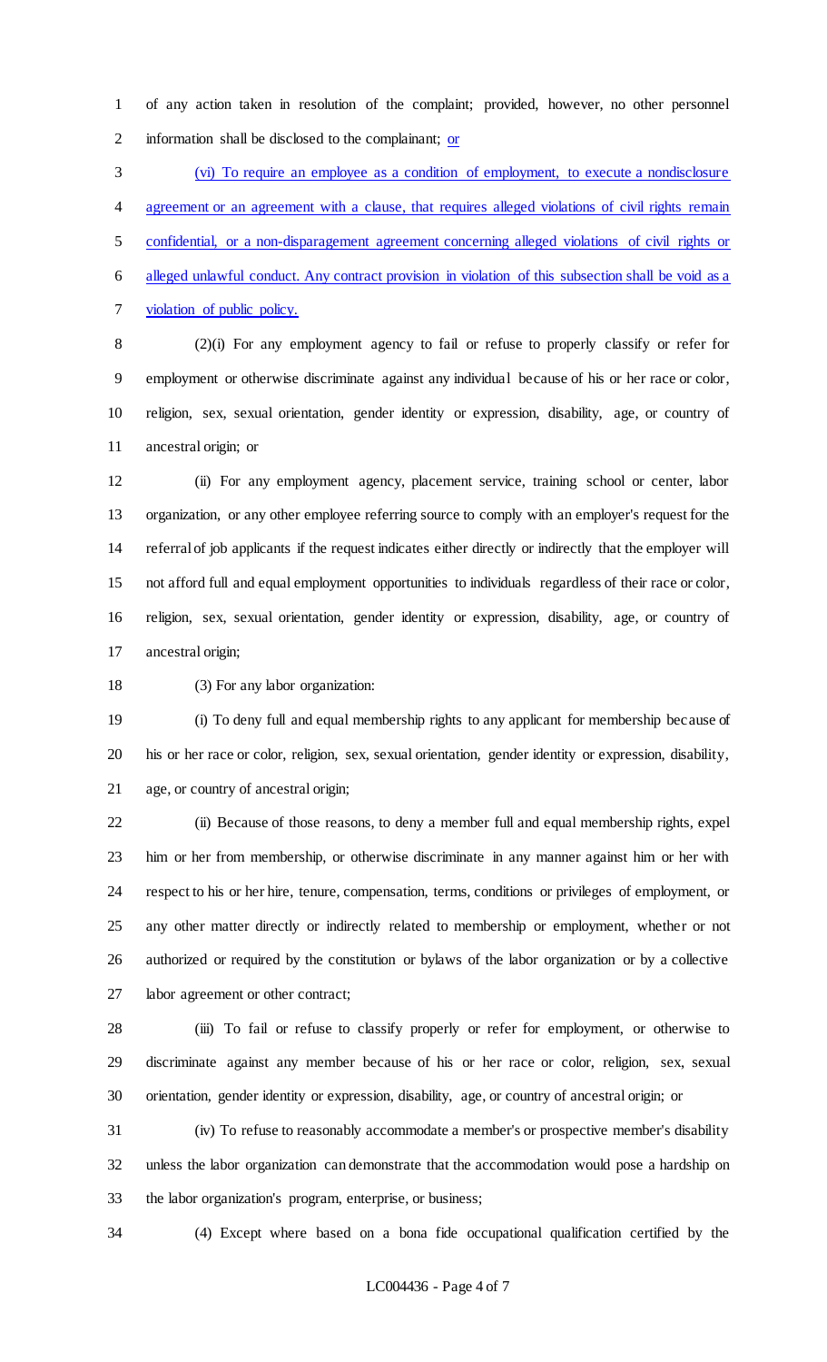of any action taken in resolution of the complaint; provided, however, no other personnel information shall be disclosed to the complainant; <u>or</u>

<u>(vi) To require an employee as a condition of employment, to execute a nondisclosure agreement or an agreement with a clause, that requires alleged violations of civil rights remain confidential, or a non-disparagement agreement concerning alleged violations of civil rights or alleged unlawful conduct. Any contract provision in violation of this subsection shall be void as a violation of public policy.</u>

(2)(i) For any employment agency to fail or refuse to properly classify or refer for employment or otherwise discriminate against any individual because of his or her race or color, religion, sex, sexual orientation, gender identity or expression, disability, age, or country of ancestral origin; or

(ii) For any employment agency, placement service, training school or center, labor organization, or any other employee referring source to comply with an employer's request for the referral of job applicants if the request indicates either directly or indirectly that the employer will not afford full and equal employment opportunities to individuals regardless of their race or color, religion, sex, sexual orientation, gender identity or expression, disability, age, or country of ancestral origin;

(3) For any labor organization:

(i) To deny full and equal membership rights to any applicant for membership because of his or her race or color, religion, sex, sexual orientation, gender identity or expression, disability, age, or country of ancestral origin;

(ii) Because of those reasons, to deny a member full and equal membership rights, expel him or her from membership, or otherwise discriminate in any manner against him or her with respect to his or her hire, tenure, compensation, terms, conditions or privileges of employment, or any other matter directly or indirectly related to membership or employment, whether or not authorized or required by the constitution or bylaws of the labor organization or by a collective labor agreement or other contract;

(iii) To fail or refuse to classify properly or refer for employment, or otherwise to discriminate against any member because of his or her race or color, religion, sex, sexual orientation, gender identity or expression, disability, age, or country of ancestral origin; or

(iv) To refuse to reasonably accommodate a member's or prospective member's disability unless the labor organization can demonstrate that the accommodation would pose a hardship on the labor organization's program, enterprise, or business;

(4) Except where based on a bona fide occupational qualification certified by the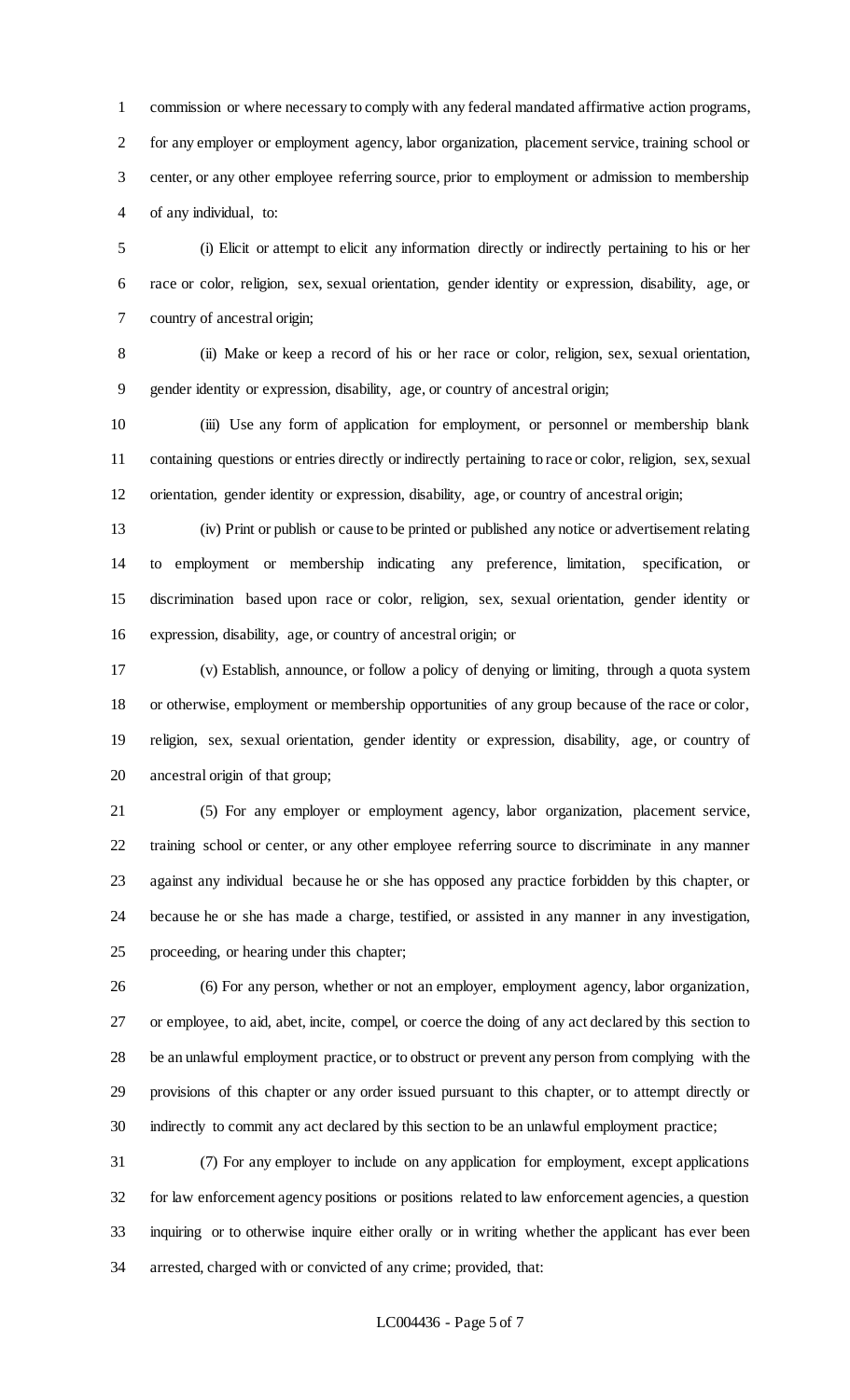commission or where necessary to comply with any federal mandated affirmative action programs, for any employer or employment agency, labor organization, placement service, training school or center, or any other employee referring source, prior to employment or admission to membership of any individual, to:

(i) Elicit or attempt to elicit any information directly or indirectly pertaining to his or her race or color, religion, sex, sexual orientation, gender identity or expression, disability, age, or country of ancestral origin;

(ii) Make or keep a record of his or her race or color, religion, sex, sexual orientation, gender identity or expression, disability, age, or country of ancestral origin;

(iii) Use any form of application for employment, or personnel or membership blank containing questions or entries directly or indirectly pertaining to race or color, religion, sex, sexual orientation, gender identity or expression, disability, age, or country of ancestral origin;

(iv) Print or publish or cause to be printed or published any notice or advertisement relating to employment or membership indicating any preference, limitation, specification, or discrimination based upon race or color, religion, sex, sexual orientation, gender identity or expression, disability, age, or country of ancestral origin; or

(v) Establish, announce, or follow a policy of denying or limiting, through a quota system or otherwise, employment or membership opportunities of any group because of the race or color, religion, sex, sexual orientation, gender identity or expression, disability, age, or country of ancestral origin of that group;

(5) For any employer or employment agency, labor organization, placement service, training school or center, or any other employee referring source to discriminate in any manner against any individual because he or she has opposed any practice forbidden by this chapter, or because he or she has made a charge, testified, or assisted in any manner in any investigation, proceeding, or hearing under this chapter;

(6) For any person, whether or not an employer, employment agency, labor organization, or employee, to aid, abet, incite, compel, or coerce the doing of any act declared by this section to be an unlawful employment practice, or to obstruct or prevent any person from complying with the provisions of this chapter or any order issued pursuant to this chapter, or to attempt directly or indirectly to commit any act declared by this section to be an unlawful employment practice;

(7) For any employer to include on any application for employment, except applications for law enforcement agency positions or positions related to law enforcement agencies, a question inquiring or to otherwise inquire either orally or in writing whether the applicant has ever been arrested, charged with or convicted of any crime; provided, that: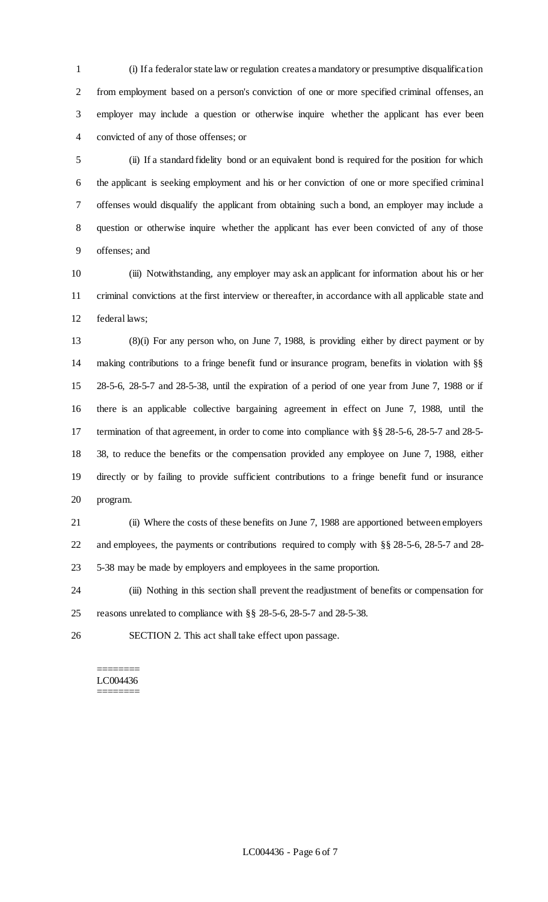(i) If a federal or state law or regulation creates a mandatory or presumptive disqualification from employment based on a person's conviction of one or more specified criminal offenses, an employer may include a question or otherwise inquire whether the applicant has ever been convicted of any of those offenses; or

(ii) If a standard fidelity bond or an equivalent bond is required for the position for which the applicant is seeking employment and his or her conviction of one or more specified criminal offenses would disqualify the applicant from obtaining such a bond, an employer may include a question or otherwise inquire whether the applicant has ever been convicted of any of those offenses; and

(iii) Notwithstanding, any employer may ask an applicant for information about his or her criminal convictions at the first interview or thereafter, in accordance with all applicable state and federal laws;

(8)(i) For any person who, on June 7, 1988, is providing either by direct payment or by making contributions to a fringe benefit fund or insurance program, benefits in violation with §§ 28-5-6, 28-5-7 and 28-5-38, until the expiration of a period of one year from June 7, 1988 or if there is an applicable collective bargaining agreement in effect on June 7, 1988, until the termination of that agreement, in order to come into compliance with §§ 28-5-6, 28-5-7 and 28-5-38, to reduce the benefits or the compensation provided any employee on June 7, 1988, either directly or by failing to provide sufficient contributions to a fringe benefit fund or insurance program.

(ii) Where the costs of these benefits on June 7, 1988 are apportioned between employers and employees, the payments or contributions required to comply with §§ 28-5-6, 28-5-7 and 28-5-38 may be made by employers and employees in the same proportion.

(iii) Nothing in this section shall prevent the readjustment of benefits or compensation for reasons unrelated to compliance with §§ 28-5-6, 28-5-7 and 28-5-38.

SECTION 2. This act shall take effect upon passage.

========
LC004436
========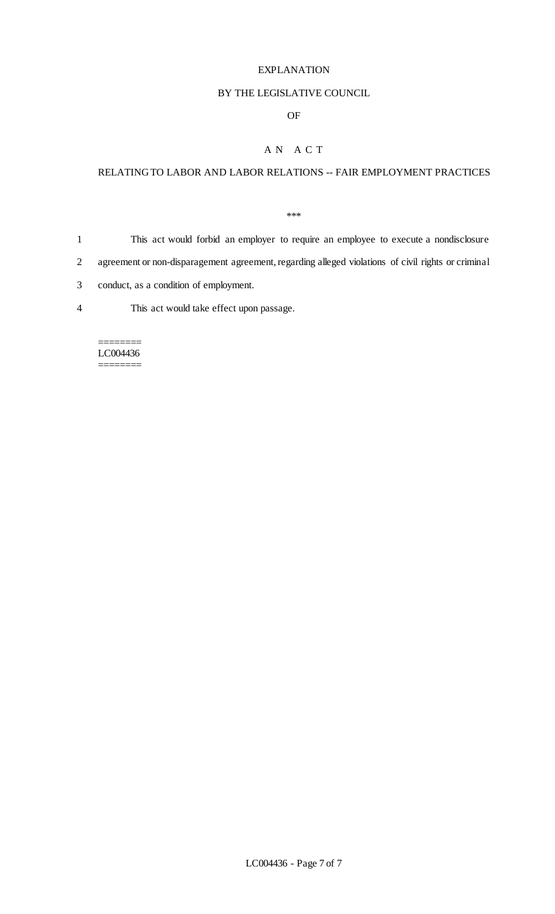EXPLANATION

BY THE LEGISLATIVE COUNCIL

OF

A N A C T

RELATING TO LABOR AND LABOR RELATIONS -- FAIR EMPLOYMENT PRACTICES

\*\*\*

1 This act would forbid an employer to require an employee to execute a nondisclosure
2 agreement or non-disparagement agreement, regarding alleged violations of civil rights or criminal
3 conduct, as a condition of employment.
4 This act would take effect upon passage.

========
LC004436
========